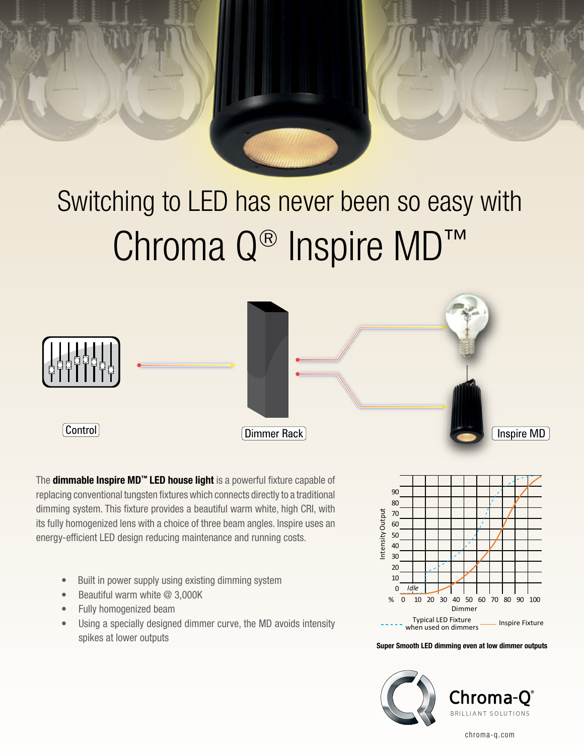# Switching to LED has never been so easy with Chroma Q® Inspire MD™

Control

Dimmer Rack

Inspire MD

The **dimmable Inspire MD™ LED house light** is a powerful fixture capable of replacing conventional tungsten fixtures which connects directly to a traditional dimming system. This fixture provides a beautiful warm white, high CRI, with its fully homogenized lens with a choice of three beam angles. Inspire uses an energy-efficient LED design reducing maintenance and running costs.

- Built in power supply using existing dimming system
- Beautiful warm white @ 3,000K
- Fully homogenized beam
- Using a specially designed dimmer curve, the MD avoids intensity spikes at lower outputs

Intensity Output

Dimmer

Idle

Typical LED Fixture when used on dimmers

Inspire Fixture

**Super Smooth LED dimming even at low dimmer outputs**

Chroma-Q®

BRILLIANT SOLUTIONS

chroma-q.com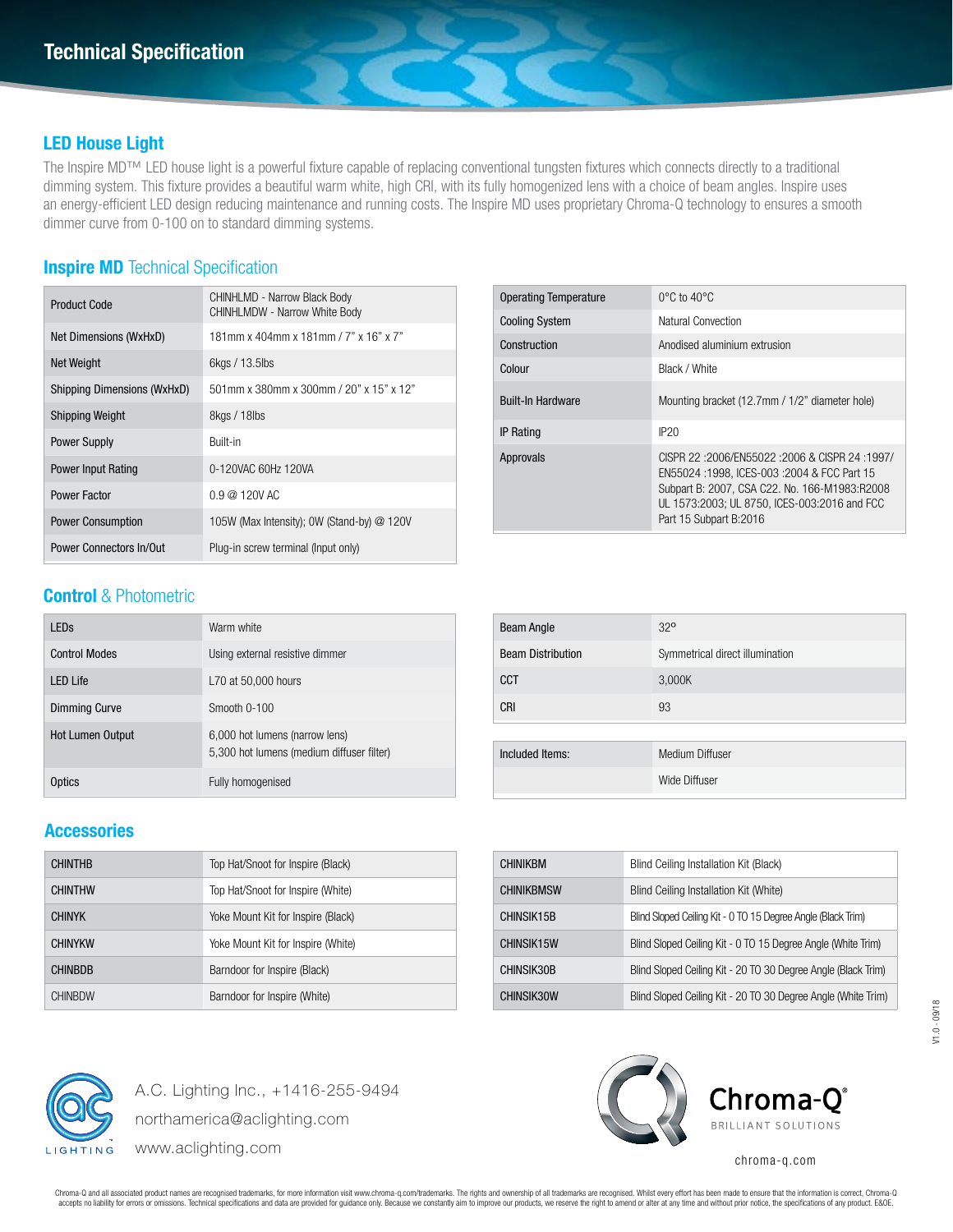# Technical Specification

## LED House Light

The Inspire MD™ LED house light is a powerful fixture capable of replacing conventional tungsten fixtures which connects directly to a traditional dimming system. This fixture provides a beautiful warm white, high CRI, with its fully homogenized lens with a choice of beam angles. Inspire uses an energy-efficient LED design reducing maintenance and running costs. The Inspire MD uses proprietary Chroma-Q technology to ensures a smooth dimmer curve from 0-100 on to standard dimming systems.

## **Inspire MD** Technical Specification

| | |
|---|---|
| Product Code | CHINHLMD - Narrow Black Body<br>CHINHLMDW - Narrow White Body |
| Net Dimensions (WxHxD) | 181mm x 404mm x 181mm / 7" x 16" x 7" |
| Net Weight | 6kgs / 13.5lbs |
| Shipping Dimensions (WxHxD) | 501mm x 380mm x 300mm / 20" x 15" x 12" |
| Shipping Weight | 8kgs / 18lbs |
| Power Supply | Built-in |
| Power Input Rating | 0-120VAC 60Hz 120VA |
| Power Factor | 0.9 @ 120V AC |
| Power Consumption | 105W (Max Intensity); 0W (Stand-by) @ 120V |
| Power Connectors In/Out | Plug-in screw terminal (Input only) |

| | |
|---|---|
| Operating Temperature | 0°C to 40°C |
| Cooling System | Natural Convection |
| Construction | Anodised aluminium extrusion |
| Colour | Black / White |
| Built-In Hardware | Mounting bracket (12.7mm / 1/2" diameter hole) |
| IP Rating | IP20 |
| Approvals | CISPR 22 :2006/EN55022 :2006 & CISPR 24 :1997/ EN55024 :1998, ICES-003 :2004 & FCC Part 15 Subpart B: 2007, CSA C22. No. 166-M1983:R2008 UL 1573:2003; UL 8750, ICES-003:2016 and FCC Part 15 Subpart B:2016 |

## **Control** & Photometric

| | |
|---|---|
| LEDs | Warm white |
| Control Modes | Using external resistive dimmer |
| LED Life | L70 at 50,000 hours |
| Dimming Curve | Smooth 0-100 |
| Hot Lumen Output | 6,000 hot lumens (narrow lens)<br>5,300 hot lumens (medium diffuser filter) |
| Optics | Fully homogenised |

| | |
|---|---|
| Beam Angle | 32° |
| Beam Distribution | Symmetrical direct illumination |
| CCT | 3,000K |
| CRI | 93 |

| | |
|---|---|
| Included Items: | Medium Diffuser |
| | Wide Diffuser |

## Accessories

| | |
|---|---|
| CHINTHB | Top Hat/Snoot for Inspire (Black) |
| CHINTHW | Top Hat/Snoot for Inspire (White) |
| CHINYK | Yoke Mount Kit for Inspire (Black) |
| CHINYKW | Yoke Mount Kit for Inspire (White) |
| CHINBDB | Barndoor for Inspire (Black) |
| CHINBDW | Barndoor for Inspire (White) |

| | |
|---|---|
| CHINIKBM | Blind Ceiling Installation Kit (Black) |
| CHINIKBMSW | Blind Ceiling Installation Kit (White) |
| CHINSIK15B | Blind Sloped Ceiling Kit - 0 TO 15 Degree Angle (Black Trim) |
| CHINSIK15W | Blind Sloped Ceiling Kit - 0 TO 15 Degree Angle (White Trim) |
| CHINSIK30B | Blind Sloped Ceiling Kit - 20 TO 30 Degree Angle (Black Trim) |
| CHINSIK30W | Blind Sloped Ceiling Kit - 20 TO 30 Degree Angle (White Trim) |

V1.0 - 09/18

LIGHTING

A.C. Lighting Inc., +1416-255-9494
northamerica@aclighting.com
www.aclighting.com

Chroma-Q®
BRILLIANT SOLUTIONS
chroma-q.com

Chroma-Q and all associated product names are recognised trademarks, for more information visit www.chroma-q.com/trademarks. The rights and ownership of all trademarks are recognised. Whilst every effort has been made to ensure that the information is correct, Chroma-Q accepts no liability for errors or omissions. Technical specifications and data are provided for guidance only. Because we constantly aim to improve our products, we reserve the right to amend or alter at any time and without prior notice, the specifications of any product. E&OE.